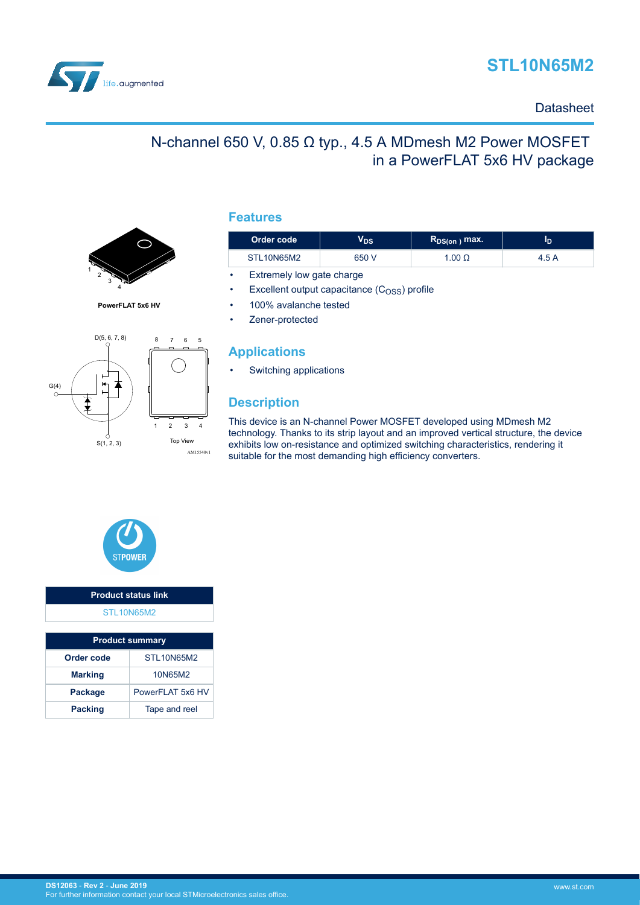# STL10N65M2

Datasheet

## N-channel 650 V, 0.85 Ω typ., 4.5 A MDmesh M2 Power MOSFET in a PowerFLAT 5x6 HV package

PowerFLAT 5x6 HV

D(5, 6, 7, 8)

G(4)

S(1, 2, 3)

Top View

AM15540v1

## Features

| Order code | $V_{DS}$ | $R_{DS(on)}$ max. | $I_D$ |
|---|---|---|---|
| STL10N65M2 | 650 V | 1.00 Ω | 4.5 A |

- Extremely low gate charge
- Excellent output capacitance ($C_{OSS}$) profile
- 100% avalanche tested
- Zener-protected

## Applications

- Switching applications

## Description

This device is an N-channel Power MOSFET developed using MDmesh M2 technology. Thanks to its strip layout and an improved vertical structure, the device exhibits low on-resistance and optimized switching characteristics, rendering it suitable for the most demanding high efficiency converters.

| Product status link |
|---|
| STL10N65M2 |

| Product summary | |
|---|---|
| **Order code** | STL10N65M2 |
| **Marking** | 10N65M2 |
| **Package** | PowerFLAT 5x6 HV |
| **Packing** | Tape and reel |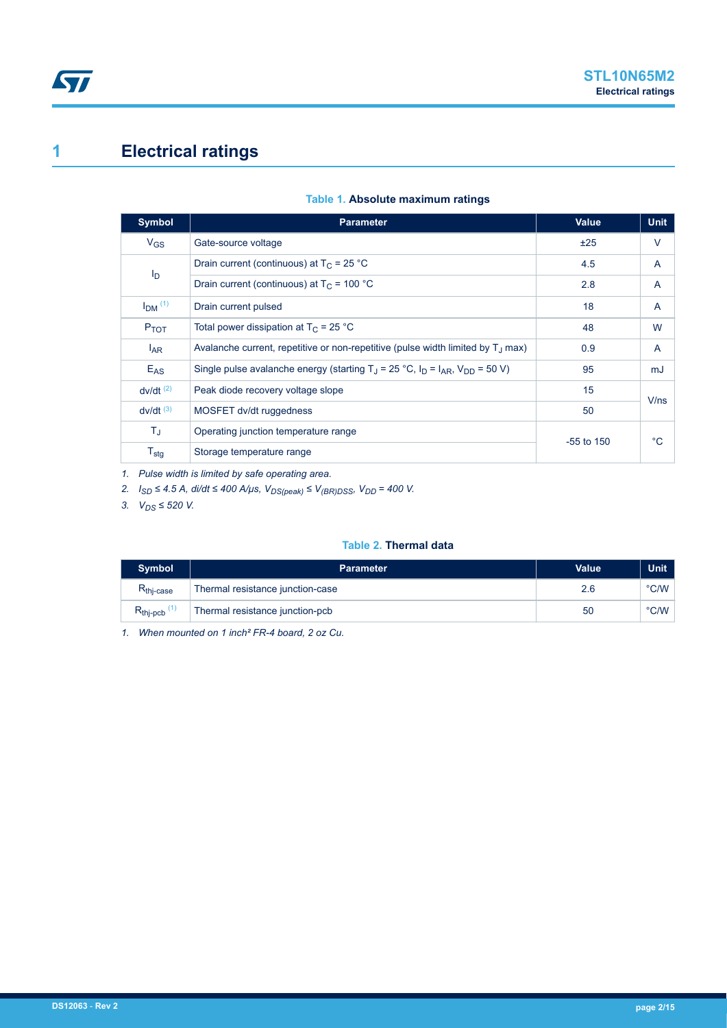# 1 Electrical ratings

**Table 1. Absolute maximum ratings**

| Symbol | Parameter | Value | Unit |
|---|---|---|---|
| $V_{GS}$ | Gate-source voltage | ±25 | V |
| $I_D$ | Drain current (continuous) at $T_C$ = 25 °C | 4.5 | A |
| | Drain current (continuous) at $T_C$ = 100 °C | 2.8 | A |
| $I_{DM}$ [(1)] | Drain current pulsed | 18 | A |
| $P_{TOT}$ | Total power dissipation at $T_C$ = 25 °C | 48 | W |
| $I_{AR}$ | Avalanche current, repetitive or non-repetitive (pulse width limited by $T_J$ max) | 0.9 | A |
| $E_{AS}$ | Single pulse avalanche energy (starting $T_J$ = 25 °C, $I_D$ = $I_{AR}$, $V_{DD}$ = 50 V) | 95 | mJ |
| dv/dt [(2)] | Peak diode recovery voltage slope | 15 | V/ns |
| dv/dt [(3)] | MOSFET dv/dt ruggedness | 50 | |
| $T_J$ | Operating junction temperature range | -55 to 150 | °C |
| $T_{stg}$ | Storage temperature range | | |

1. *Pulse width is limited by safe operating area.*
2. *$I_{SD}$ ≤ 4.5 A, di/dt ≤ 400 A/µs, $V_{DS(peak)}$ ≤ $V_{(BR)DSS}$, $V_{DD}$ = 400 V.*
3. *$V_{DS}$ ≤ 520 V.*

**Table 2. Thermal data**

| Symbol | Parameter | Value | Unit |
|---|---|---|---|
| $R_{thj\text{-}case}$ | Thermal resistance junction-case | 2.6 | °C/W |
| $R_{thj\text{-}pcb}$ [(1)] | Thermal resistance junction-pcb | 50 | °C/W |

1. *When mounted on 1 inch² FR-4 board, 2 oz Cu.*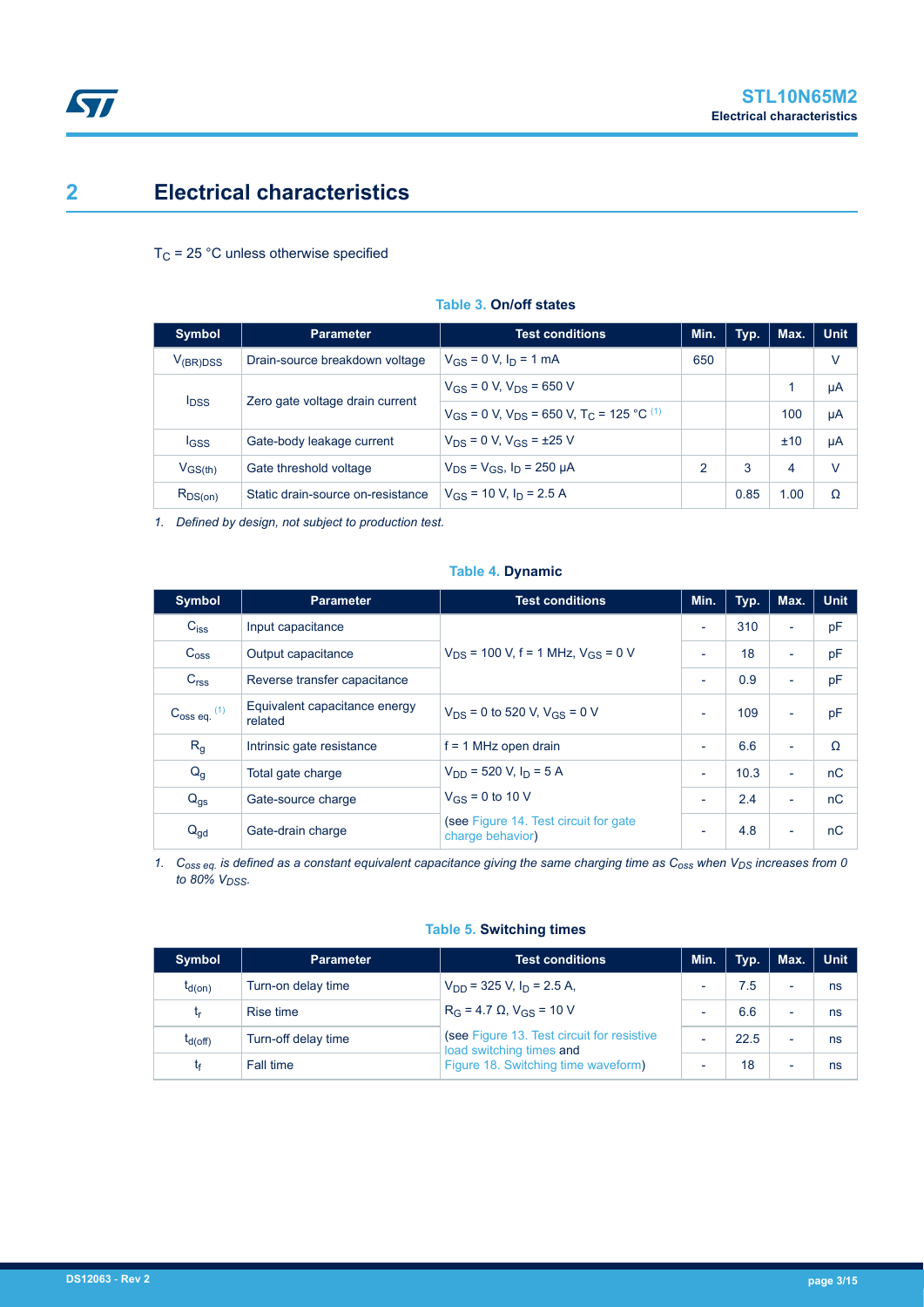## 2 Electrical characteristics

$T_C$ = 25 °C unless otherwise specified

**Table 3. On/off states**

| Symbol | Parameter | Test conditions | Min. | Typ. | Max. | Unit |
|---|---|---|---|---|---|---|
| $V_{(BR)DSS}$ | Drain-source breakdown voltage | $V_{GS}$ = 0 V, $I_D$ = 1 mA | 650 | | | V |
| $I_{DSS}$ | Zero gate voltage drain current | $V_{GS}$ = 0 V, $V_{DS}$ = 650 V | | | 1 | µA |
| | | $V_{GS}$ = 0 V, $V_{DS}$ = 650 V, $T_C$ = 125 °C [(1)] | | | 100 | µA |
| $I_{GSS}$ | Gate-body leakage current | $V_{DS}$ = 0 V, $V_{GS}$ = ±25 V | | | ±10 | µA |
| $V_{GS(th)}$ | Gate threshold voltage | $V_{DS}$ = $V_{GS}$, $I_D$ = 250 µA | 2 | 3 | 4 | V |
| $R_{DS(on)}$ | Static drain-source on-resistance | $V_{GS}$ = 10 V, $I_D$ = 2.5 A | | 0.85 | 1.00 | Ω |

*1. Defined by design, not subject to production test.*

**Table 4. Dynamic**

| Symbol | Parameter | Test conditions | Min. | Typ. | Max. | Unit |
|---|---|---|---|---|---|---|
| $C_{iss}$ | Input capacitance | $V_{DS}$ = 100 V, f = 1 MHz, $V_{GS}$ = 0 V | - | 310 | - | pF |
| $C_{oss}$ | Output capacitance | | - | 18 | - | pF |
| $C_{rss}$ | Reverse transfer capacitance | | - | 0.9 | - | pF |
| $C_{oss\ eq.}$ [(1)] | Equivalent capacitance energy related | $V_{DS}$ = 0 to 520 V, $V_{GS}$ = 0 V | - | 109 | - | pF |
| $R_g$ | Intrinsic gate resistance | f = 1 MHz open drain | - | 6.6 | - | Ω |
| $Q_g$ | Total gate charge | $V_{DD}$ = 520 V, $I_D$ = 5 A | - | 10.3 | - | nC |
| $Q_{gs}$ | Gate-source charge | $V_{GS}$ = 0 to 10 V | - | 2.4 | - | nC |
| $Q_{gd}$ | Gate-drain charge | (see Figure 14. Test circuit for gate charge behavior) | - | 4.8 | - | nC |

*1. $C_{oss\ eq.}$ is defined as a constant equivalent capacitance giving the same charging time as $C_{oss}$ when $V_{DS}$ increases from 0 to 80% $V_{DSS}$.*

**Table 5. Switching times**

| Symbol | Parameter | Test conditions | Min. | Typ. | Max. | Unit |
|---|---|---|---|---|---|---|
| $t_{d(on)}$ | Turn-on delay time | $V_{DD}$ = 325 V, $I_D$ = 2.5 A, | - | 7.5 | - | ns |
| $t_r$ | Rise time | $R_G$ = 4.7 Ω, $V_{GS}$ = 10 V | - | 6.6 | - | ns |
| $t_{d(off)}$ | Turn-off delay time | (see Figure 13. Test circuit for resistive load switching times and | - | 22.5 | - | ns |
| $t_f$ | Fall time | Figure 18. Switching time waveform) | - | 18 | - | ns |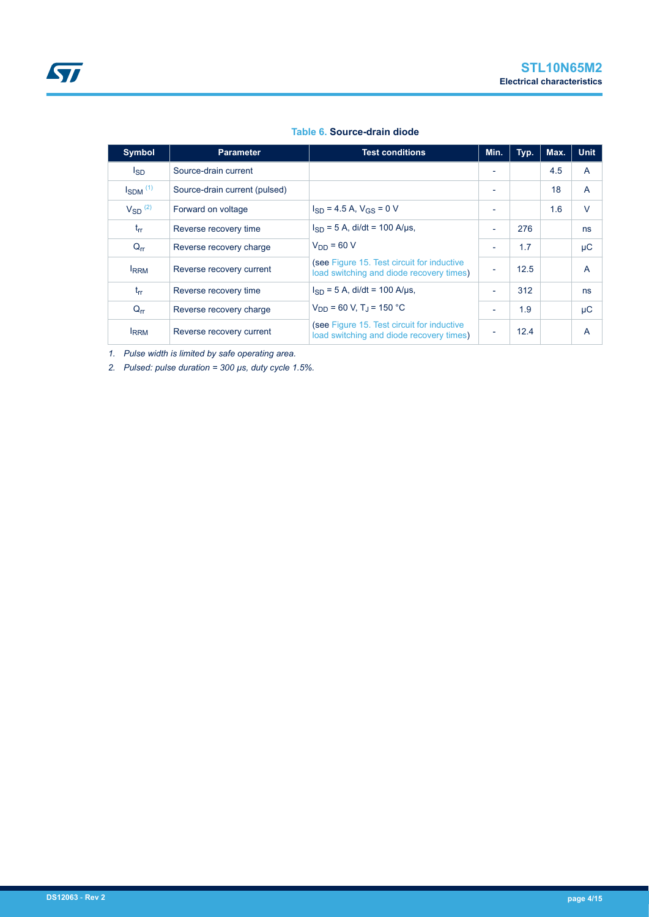**Table 6. Source-drain diode**

| Symbol | Parameter | Test conditions | Min. | Typ. | Max. | Unit |
|---|---|---|---|---|---|---|
| $I_{SD}$ | Source-drain current | | - | | 4.5 | A |
| $I_{SDM}$ (1) | Source-drain current (pulsed) | | - | | 18 | A |
| $V_{SD}$ (2) | Forward on voltage | $I_{SD}$ = 4.5 A, $V_{GS}$ = 0 V | - | | 1.6 | V |
| $t_{rr}$ | Reverse recovery time | $I_{SD}$ = 5 A, di/dt = 100 A/μs, | - | 276 | | ns |
| $Q_{rr}$ | Reverse recovery charge | $V_{DD}$ = 60 V | - | 1.7 | | μC |
| $I_{RRM}$ | Reverse recovery current | (see Figure 15. Test circuit for inductive load switching and diode recovery times) | - | 12.5 | | A |
| $t_{rr}$ | Reverse recovery time | $I_{SD}$ = 5 A, di/dt = 100 A/μs, | - | 312 | | ns |
| $Q_{rr}$ | Reverse recovery charge | $V_{DD}$ = 60 V, $T_J$ = 150 °C | - | 1.9 | | μC |
| $I_{RRM}$ | Reverse recovery current | (see Figure 15. Test circuit for inductive load switching and diode recovery times) | - | 12.4 | | A |

1. *Pulse width is limited by safe operating area.*
2. *Pulsed: pulse duration = 300 μs, duty cycle 1.5%.*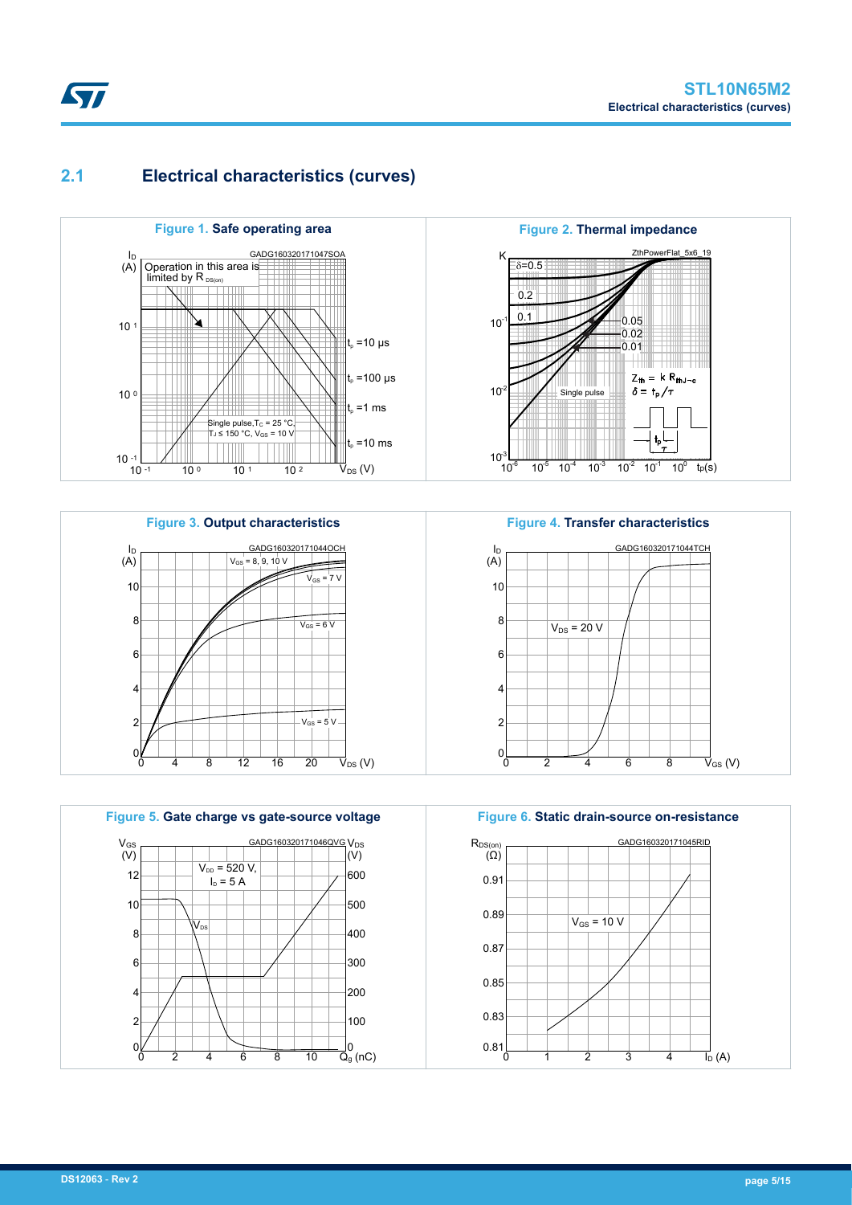## 2.1 Electrical characteristics (curves)

**Figure 1.** Safe operating area

**Figure 2.** Thermal impedance

**Figure 3.** Output characteristics

**Figure 4.** Transfer characteristics

**Figure 5.** Gate charge vs gate-source voltage

**Figure 6.** Static drain-source on-resistance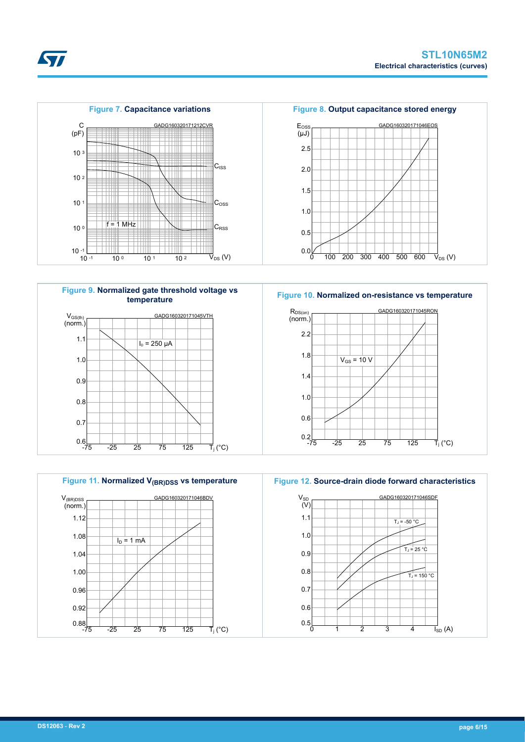**Figure 7. Capacitance variations**

**Figure 8. Output capacitance stored energy**

**Figure 9. Normalized gate threshold voltage vs temperature**

**Figure 10. Normalized on-resistance vs temperature**

**Figure 11. Normalized $V_{(BR)DSS}$ vs temperature**

**Figure 12. Source-drain diode forward characteristics**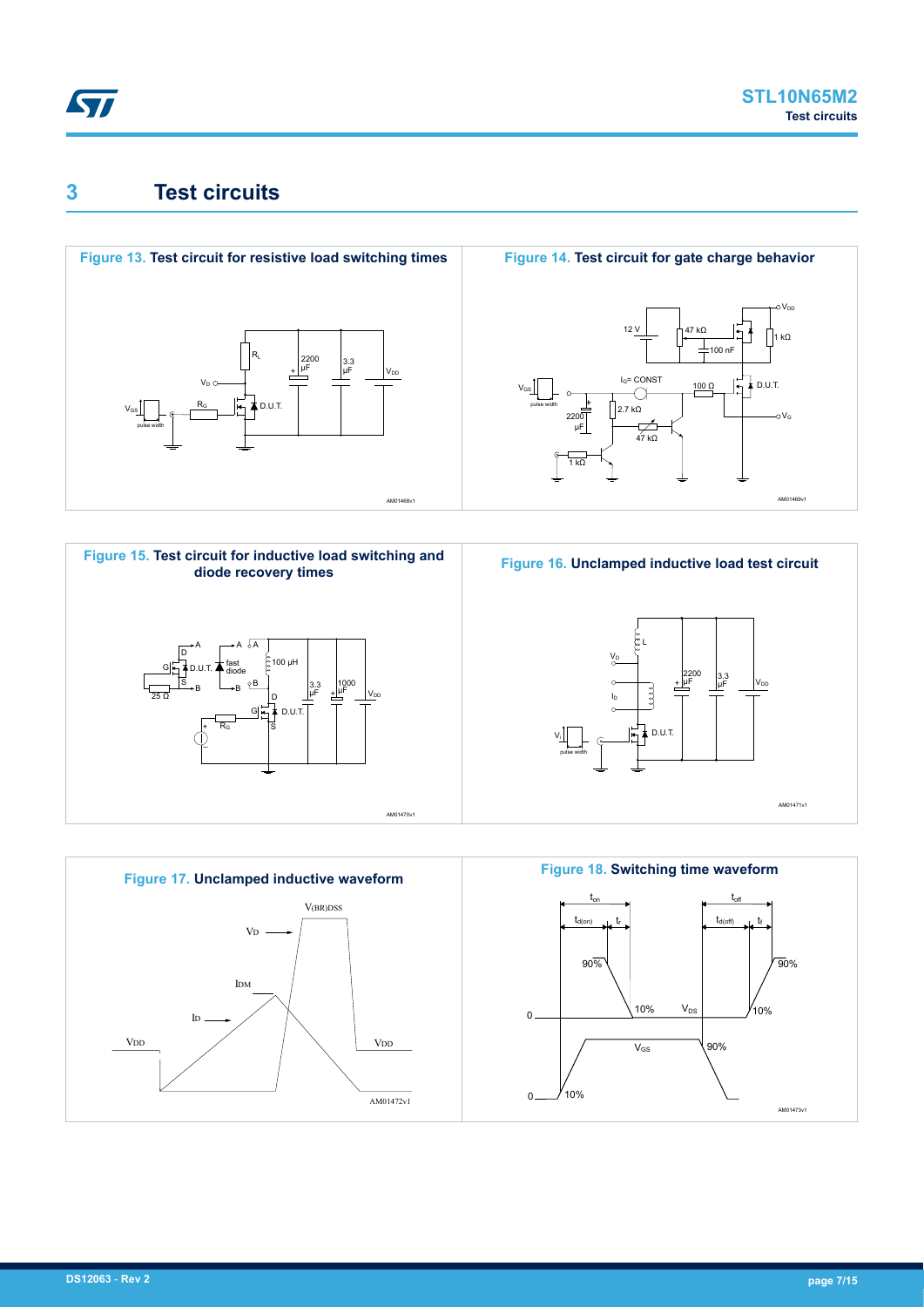# 3 Test circuits

**Figure 13. Test circuit for resistive load switching times**

**Figure 14. Test circuit for gate charge behavior**

**Figure 15. Test circuit for inductive load switching and diode recovery times**

**Figure 16. Unclamped inductive load test circuit**

**Figure 17. Unclamped inductive waveform**

**Figure 18. Switching time waveform**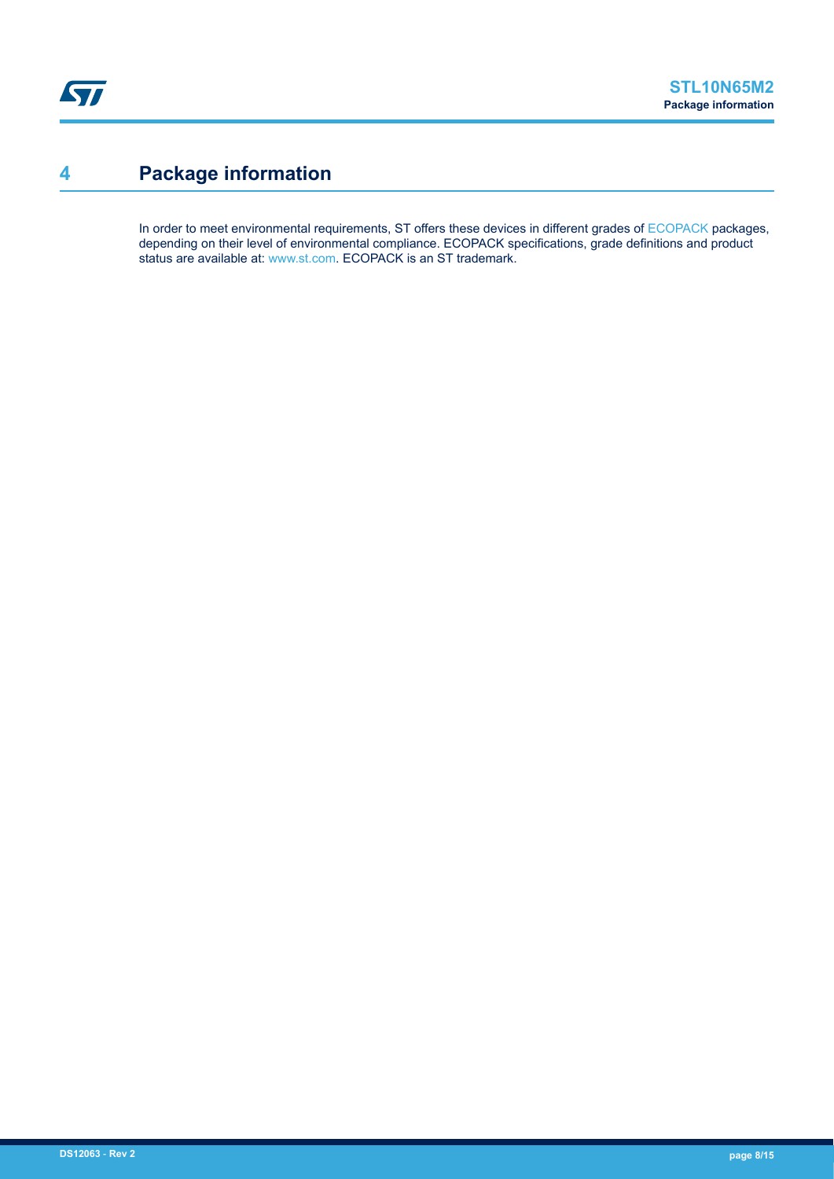# 4 Package information

In order to meet environmental requirements, ST offers these devices in different grades of ECOPACK packages, depending on their level of environmental compliance. ECOPACK specifications, grade definitions and product status are available at: www.st.com. ECOPACK is an ST trademark.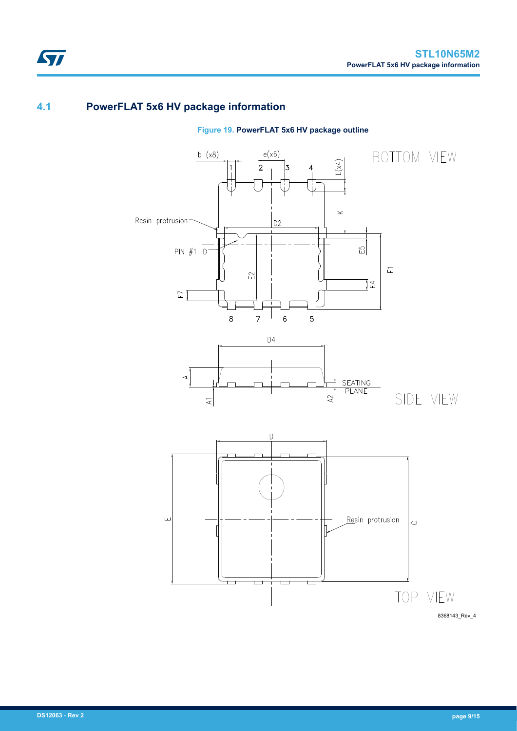## 4.1 PowerFLAT 5x6 HV package information

**Figure 19. PowerFLAT 5x6 HV package outline**

8368143_Rev_4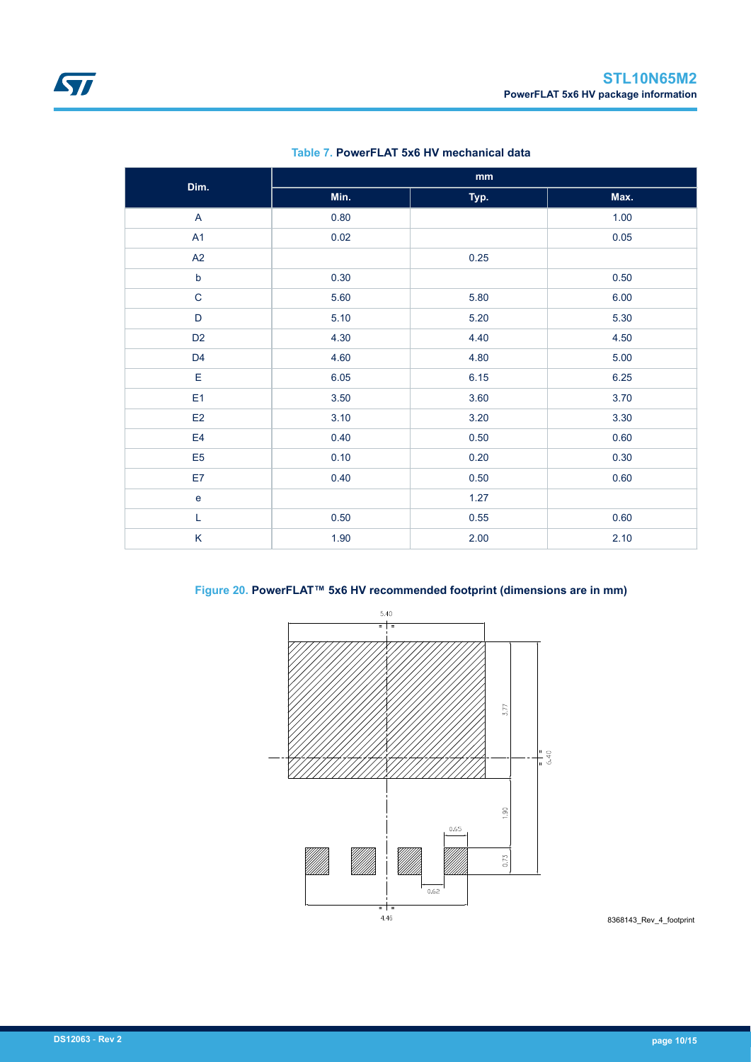Table 7. **PowerFLAT 5x6 HV mechanical data**

| Dim. | mm | | |
|---|---|---|---|
| | Min. | Typ. | Max. |
| A | 0.80 | | 1.00 |
| A1 | 0.02 | | 0.05 |
| A2 | | 0.25 | |
| b | 0.30 | | 0.50 |
| C | 5.60 | 5.80 | 6.00 |
| D | 5.10 | 5.20 | 5.30 |
| D2 | 4.30 | 4.40 | 4.50 |
| D4 | 4.60 | 4.80 | 5.00 |
| E | 6.05 | 6.15 | 6.25 |
| E1 | 3.50 | 3.60 | 3.70 |
| E2 | 3.10 | 3.20 | 3.30 |
| E4 | 0.40 | 0.50 | 0.60 |
| E5 | 0.10 | 0.20 | 0.30 |
| E7 | 0.40 | 0.50 | 0.60 |
| e | | 1.27 | |
| L | 0.50 | 0.55 | 0.60 |
| K | 1.90 | 2.00 | 2.10 |

Figure 20. **PowerFLAT™ 5x6 HV recommended footprint (dimensions are in mm)**

5.40

3.77

6.40

1.90

0.65

0.73

0.62

4.46

8368143_Rev_4_footprint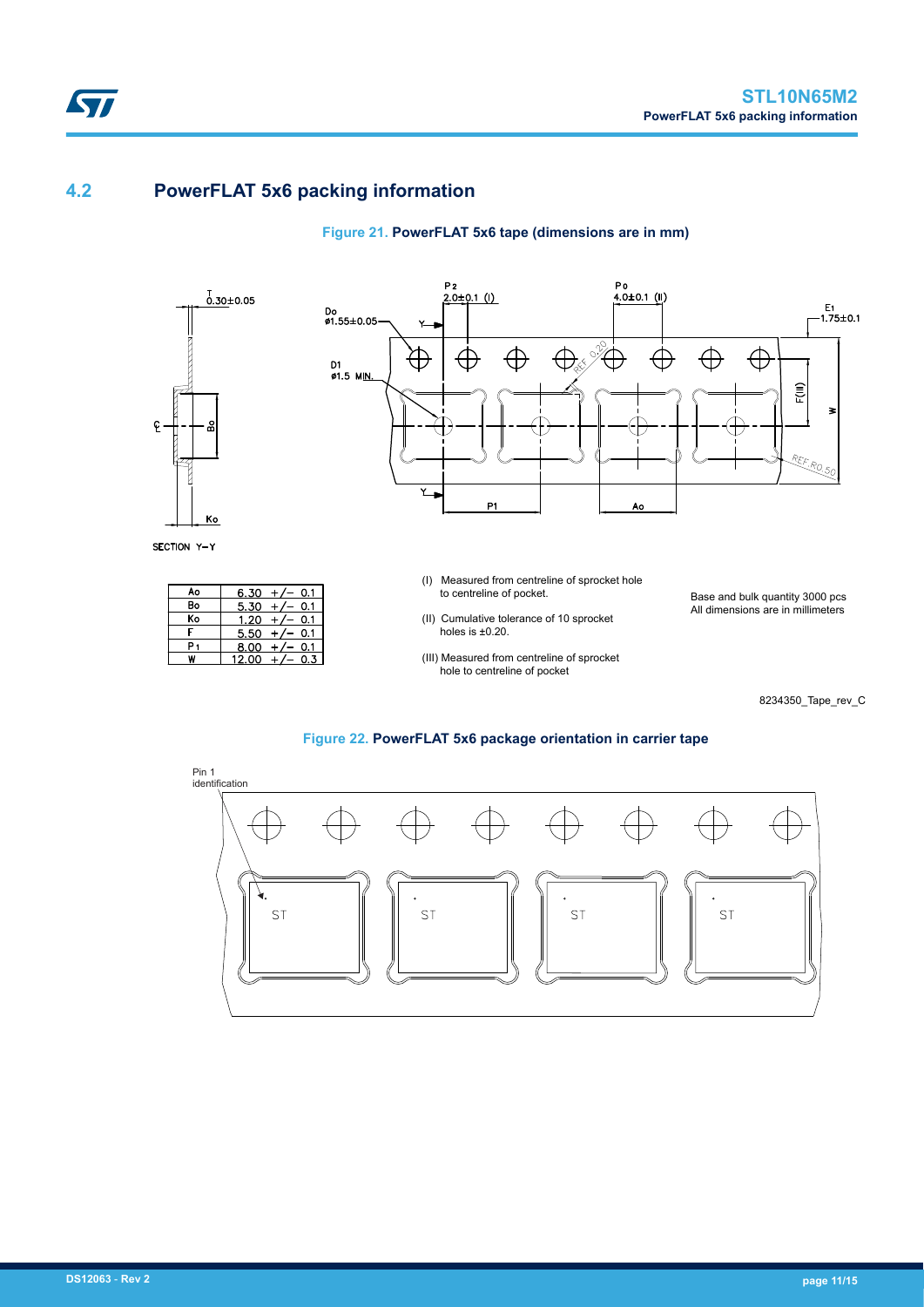## 4.2 PowerFLAT 5x6 packing information

**Figure 21. PowerFLAT 5x6 tape (dimensions are in mm)**

| | |
|---|---|
| Ao | 6.30 +/− 0.1 |
| Bo | 5.30 +/− 0.1 |
| Ko | 1.20 +/− 0.1 |
| F | 5.50 +/− 0.1 |
| P1 | 8.00 +/− 0.1 |
| W | 12.00 +/− 0.3 |

(I) Measured from centreline of sprocket hole to centreline of pocket.

(II) Cumulative tolerance of 10 sprocket holes is ±0.20.

(III) Measured from centreline of sprocket hole to centreline of pocket

Base and bulk quantity 3000 pcs
All dimensions are in millimeters

8234350_Tape_rev_C

**Figure 22. PowerFLAT 5x6 package orientation in carrier tape**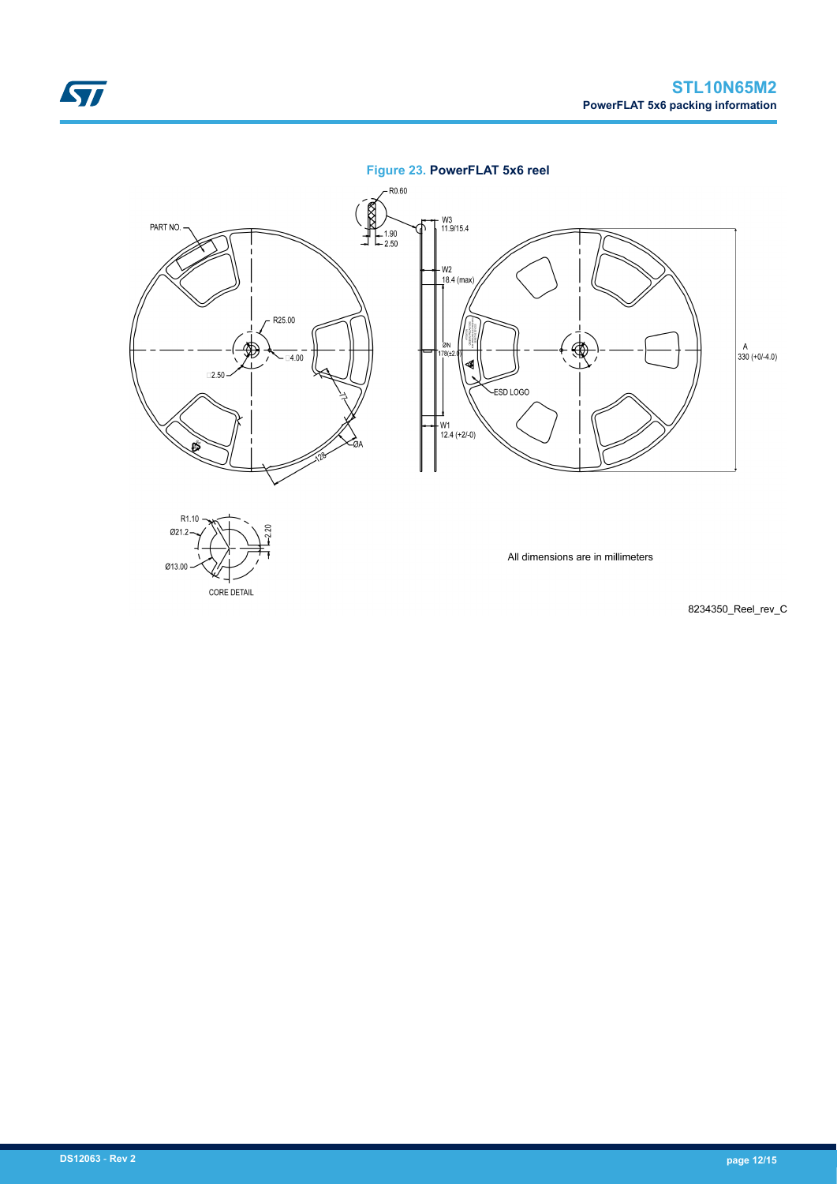**Figure 23. PowerFLAT 5x6 reel**

PART NO.

R0.60

1.90

2.50

W3
11.9/15.4

W2
18.4 (max)

R25.00

4.00

2.50

77

ØA

129

ØN
178(±2.0)

ESD LOGO

W1
12.4 (+2/-0)

A
330 (+0/-4.0)

R1.10

Ø21.2

2.20

Ø13.00

CORE DETAIL

All dimensions are in millimeters

8234350_Reel_rev_C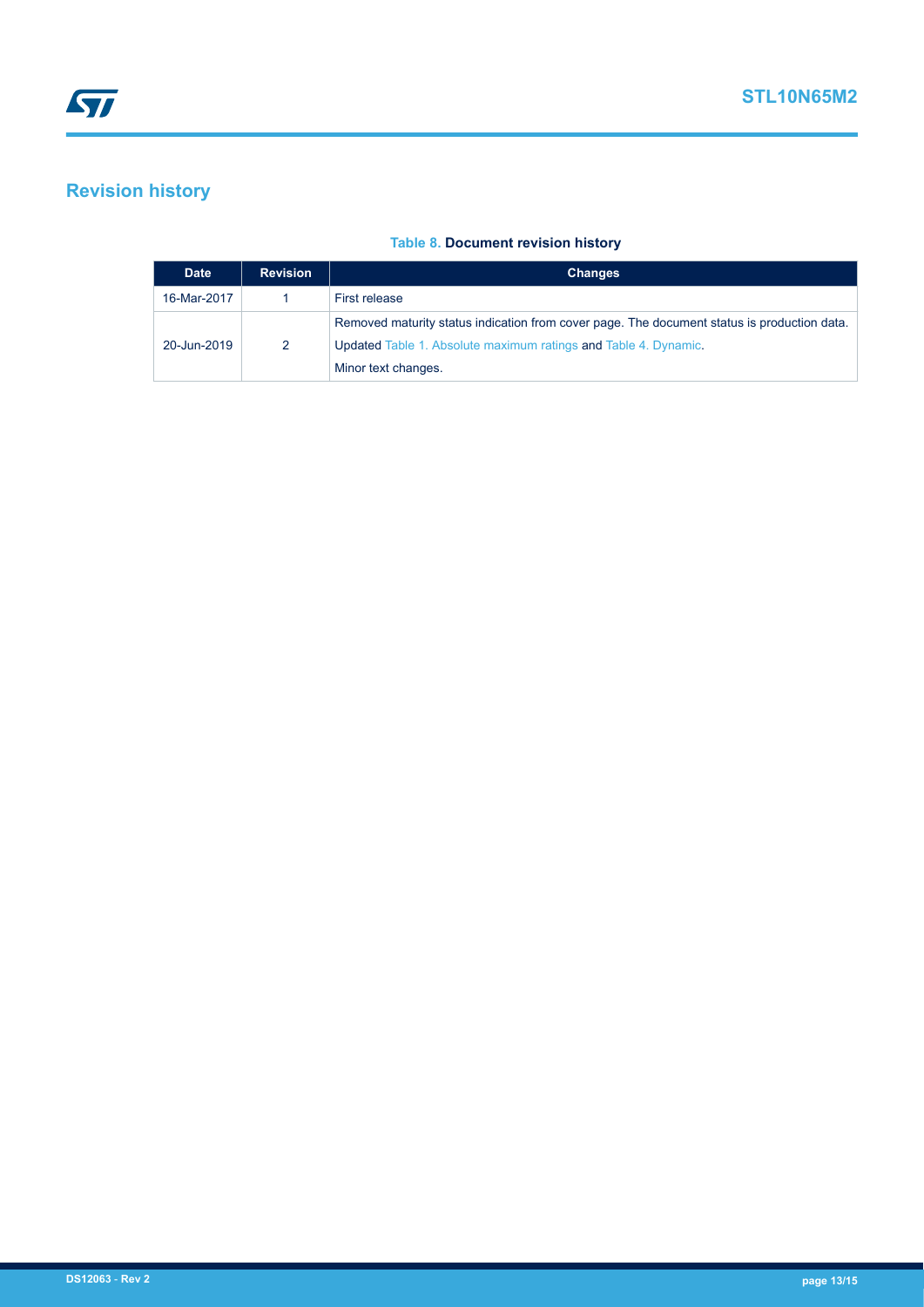## Revision history

**Table 8. Document revision history**

| Date | Revision | Changes |
| --- | --- | --- |
| 16-Mar-2017 | 1 | First release |
| 20-Jun-2019 | 2 | Removed maturity status indication from cover page. The document status is production data.<br>Updated Table 1. Absolute maximum ratings and Table 4. Dynamic.<br>Minor text changes. |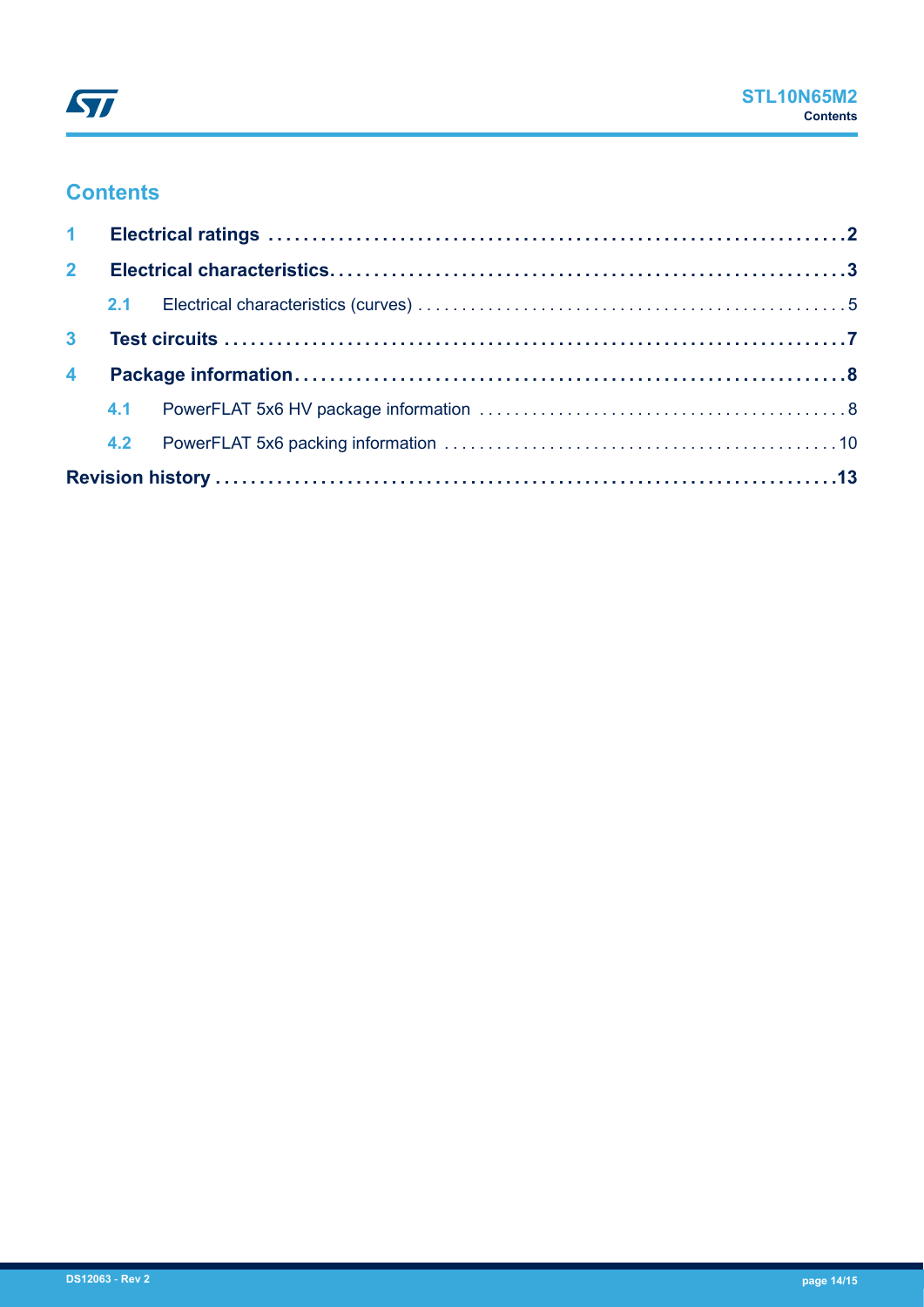# Contents

**1 Electrical ratings** .......... **2**

**2 Electrical characteristics** .......... **3**

2.1 Electrical characteristics (curves) .......... 5

**3 Test circuits** .......... **7**

**4 Package information** .......... **8**

4.1 PowerFLAT 5x6 HV package information .......... 8

4.2 PowerFLAT 5x6 packing information .......... 10

**Revision history** .......... **13**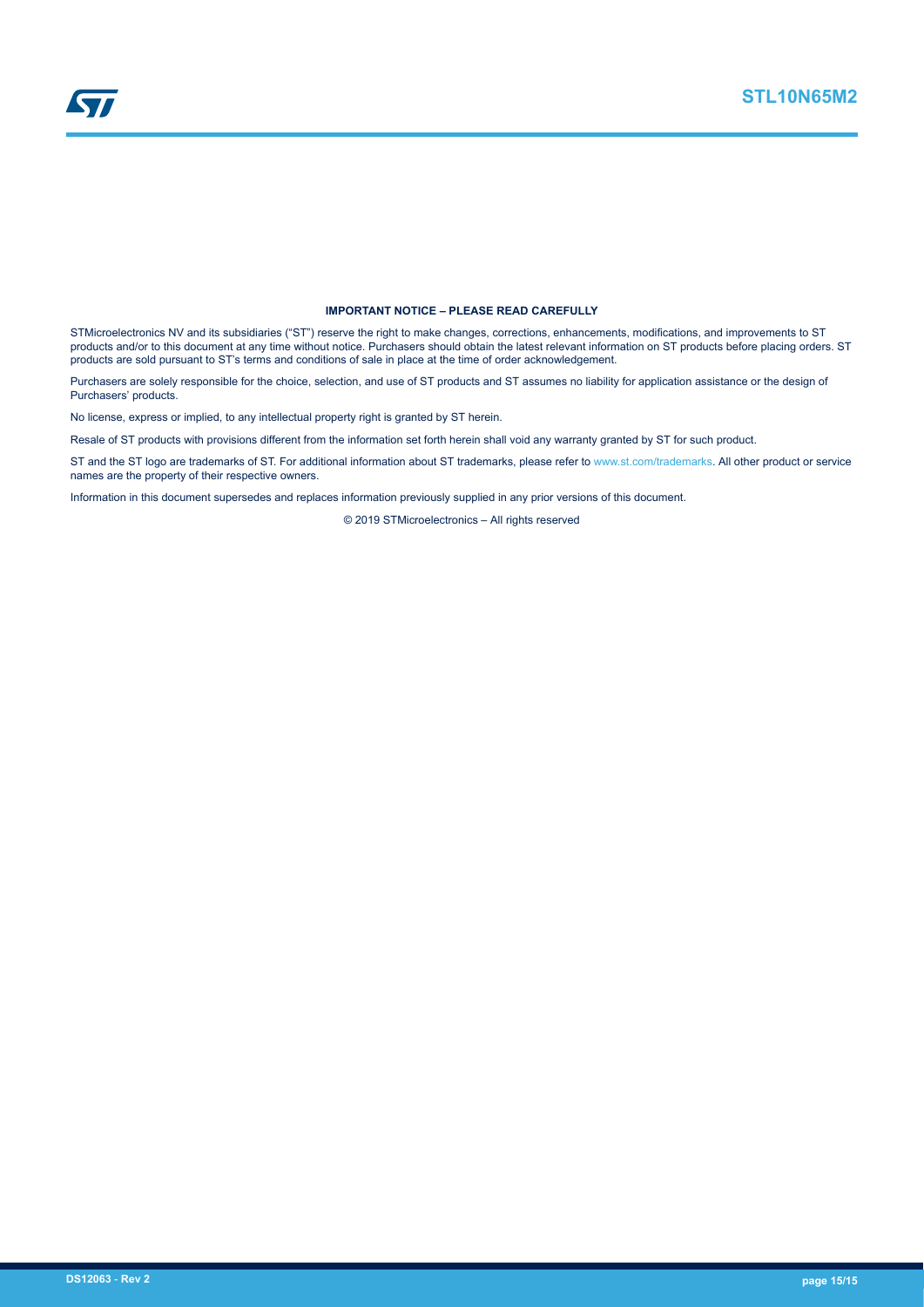**IMPORTANT NOTICE – PLEASE READ CAREFULLY**

STMicroelectronics NV and its subsidiaries ("ST") reserve the right to make changes, corrections, enhancements, modifications, and improvements to ST products and/or to this document at any time without notice. Purchasers should obtain the latest relevant information on ST products before placing orders. ST products are sold pursuant to ST's terms and conditions of sale in place at the time of order acknowledgement.

Purchasers are solely responsible for the choice, selection, and use of ST products and ST assumes no liability for application assistance or the design of Purchasers' products.

No license, express or implied, to any intellectual property right is granted by ST herein.

Resale of ST products with provisions different from the information set forth herein shall void any warranty granted by ST for such product.

ST and the ST logo are trademarks of ST. For additional information about ST trademarks, please refer to www.st.com/trademarks. All other product or service names are the property of their respective owners.

Information in this document supersedes and replaces information previously supplied in any prior versions of this document.

© 2019 STMicroelectronics – All rights reserved